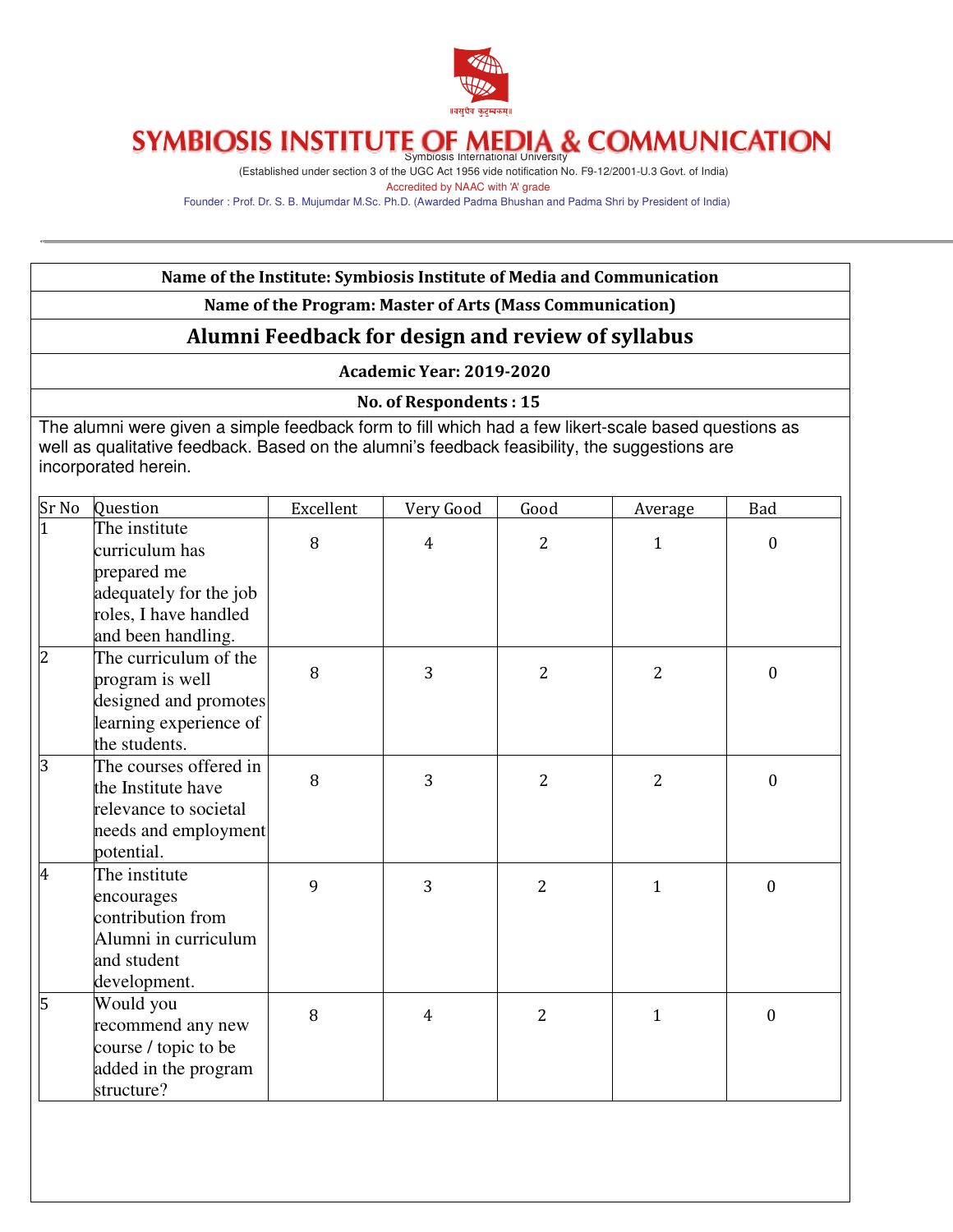॥वसुधैव कुटुम्बकम्॥

# SYMBIOSIS INSTITUTE OF MEDIA & COMMUNICATION

Symbiosis International University

(Established under section 3 of the UGC Act 1956 vide notification No. F9-12/2001-U.3 Govt. of India)

Accredited by NAAC with 'A' grade

Founder : Prof. Dr. S. B. Mujumdar M.Sc. Ph.D. (Awarded Padma Bhushan and Padma Shri by President of India)

---

**Name of the Institute: Symbiosis Institute of Media and Communication**

**Name of the Program: Master of Arts (Mass Communication)**

## Alumni Feedback for design and review of syllabus

**Academic Year: 2019-2020**

**No. of Respondents : 15**

The alumni were given a simple feedback form to fill which had a few likert-scale based questions as well as qualitative feedback. Based on the alumni's feedback feasibility, the suggestions are incorporated herein.

| Sr No | Question | Excellent | Very Good | Good | Average | Bad |
|---|---|---|---|---|---|---|
| 1 | The institute curriculum has prepared me adequately for the job roles, I have handled and been handling. | 8 | 4 | 2 | 1 | 0 |
| 2 | The curriculum of the program is well designed and promotes learning experience of the students. | 8 | 3 | 2 | 2 | 0 |
| 3 | The courses offered in the Institute have relevance to societal needs and employment potential. | 8 | 3 | 2 | 2 | 0 |
| 4 | The institute encourages contribution from Alumni in curriculum and student development. | 9 | 3 | 2 | 1 | 0 |
| 5 | Would you recommend any new course / topic to be added in the program structure? | 8 | 4 | 2 | 1 | 0 |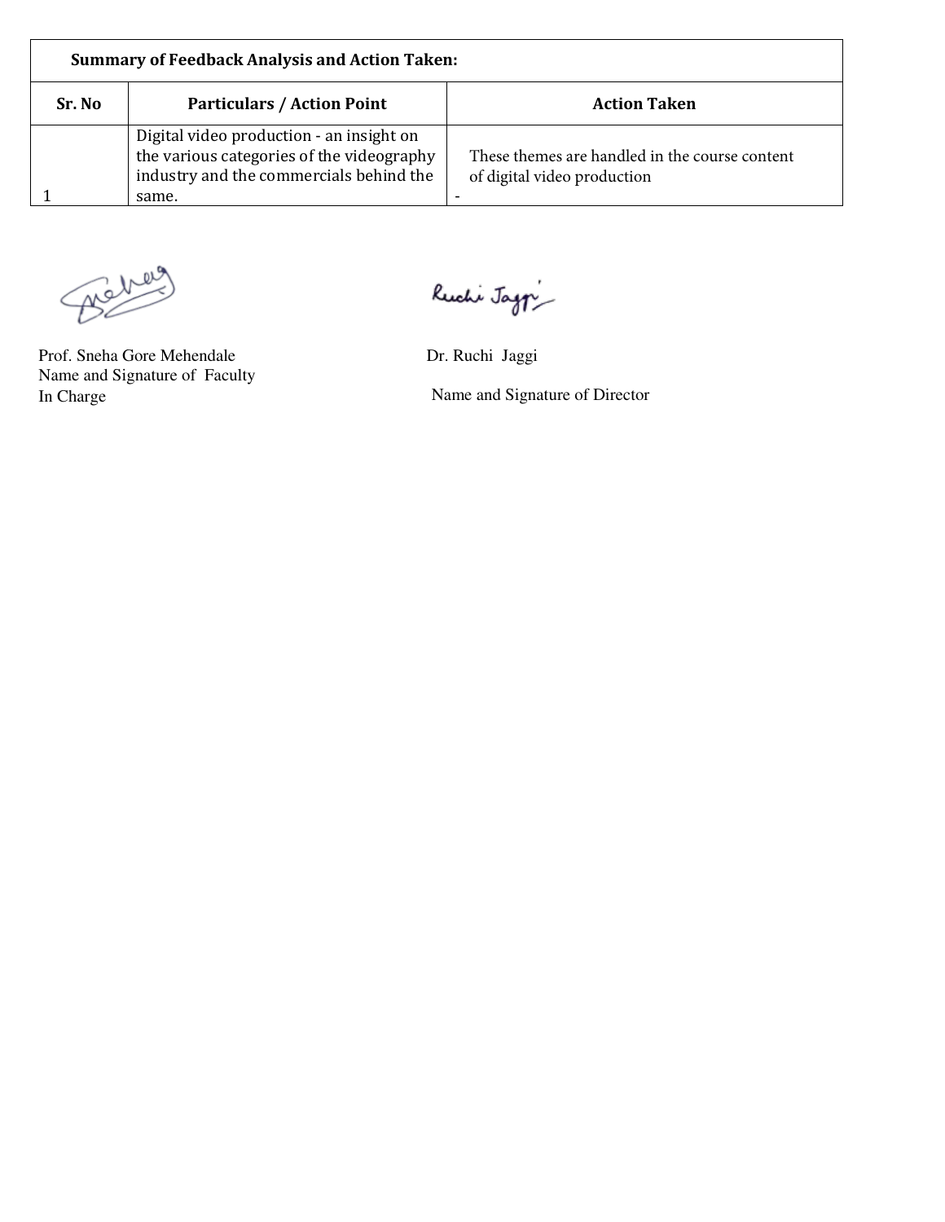| Summary of Feedback Analysis and Action Taken: | | |
|---|---|---|
| **Sr. No** | **Particulars / Action Point** | **Action Taken** |
| 1 | Digital video production - an insight on the various categories of the videography industry and the commercials behind the same. | These themes are handled in the course content of digital video production - |

Prof. Sneha Gore Mehendale
Name and Signature of Faculty In Charge

Dr. Ruchi Jaggi
Name and Signature of Director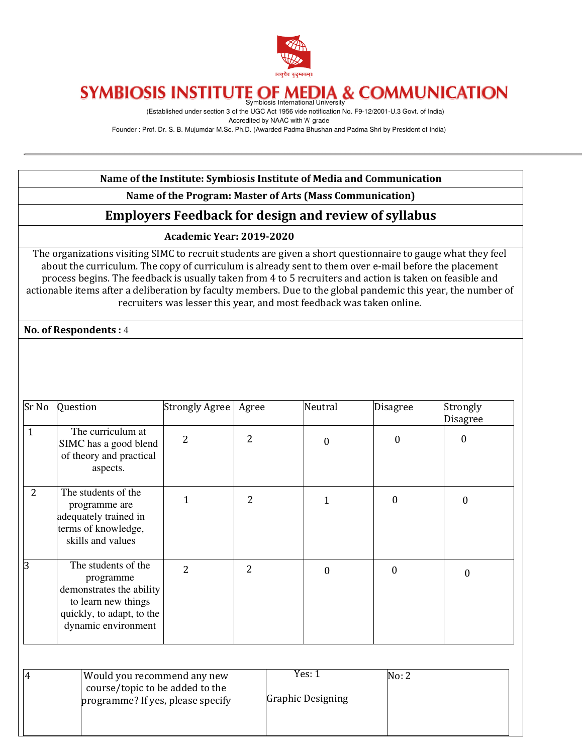# SYMBIOSIS INSTITUTE OF MEDIA & COMMUNICATION

Symbiosis International University

(Established under section 3 of the UGC Act 1956 vide notification No. F9-12/2001-U.3 Govt. of India)

Accredited by NAAC with 'A' grade

Founder : Prof. Dr. S. B. Mujumdar M.Sc. Ph.D. (Awarded Padma Bhushan and Padma Shri by President of India)

---

**Name of the Institute: Symbiosis Institute of Media and Communication**

**Name of the Program: Master of Arts (Mass Communication)**

## Employers Feedback for design and review of syllabus

**Academic Year: 2019-2020**

The organizations visiting SIMC to recruit students are given a short questionnaire to gauge what they feel about the curriculum. The copy of curriculum is already sent to them over e-mail before the placement process begins. The feedback is usually taken from 4 to 5 recruiters and action is taken on feasible and actionable items after a deliberation by faculty members. Due to the global pandemic this year, the number of recruiters was lesser this year, and most feedback was taken online.

**No. of Respondents :** 4

| Sr No | Question | Strongly Agree | Agree | Neutral | Disagree | Strongly Disagree |
|---|---|---|---|---|---|---|
| 1 | The curriculum at SIMC has a good blend of theory and practical aspects. | 2 | 2 | 0 | 0 | 0 |
| 2 | The students of the programme are adequately trained in terms of knowledge, skills and values | 1 | 2 | 1 | 0 | 0 |
| 3 | The students of the programme demonstrates the ability to learn new things quickly, to adapt, to the dynamic environment | 2 | 2 | 0 | 0 | 0 |

| | | | |
|---|---|---|---|
| 4 | Would you recommend any new course/topic to be added to the programme? If yes, please specify | Yes: 1<br>Graphic Designing | No: 2 |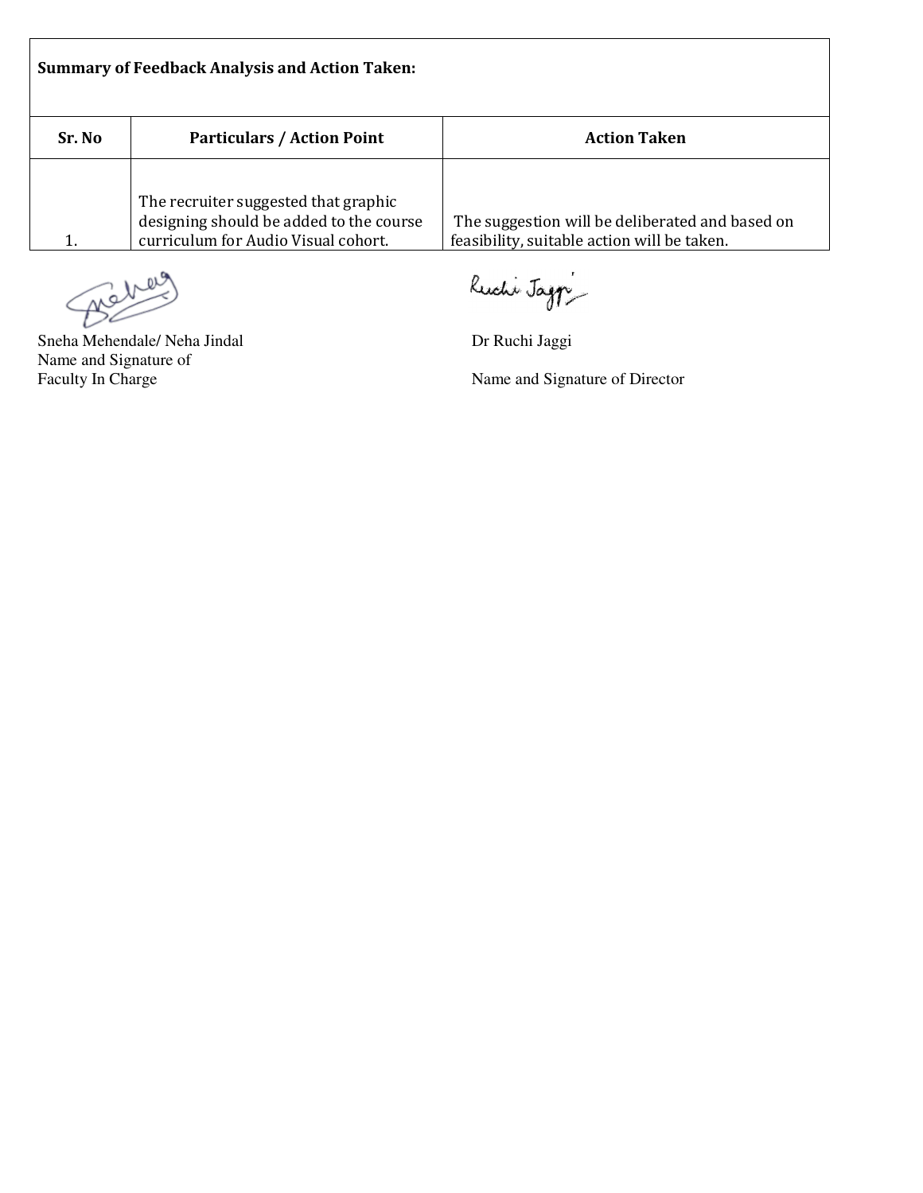| Summary of Feedback Analysis and Action Taken: | | |
|---|---|---|
| **Sr. No** | **Particulars / Action Point** | **Action Taken** |
| 1. | The recruiter suggested that graphic designing should be added to the course curriculum for Audio Visual cohort. | The suggestion will be deliberated and based on feasibility, suitable action will be taken. |

Sneha Mehendale/ Neha Jindal
Name and Signature of
Faculty In Charge

Dr Ruchi Jaggi

Name and Signature of Director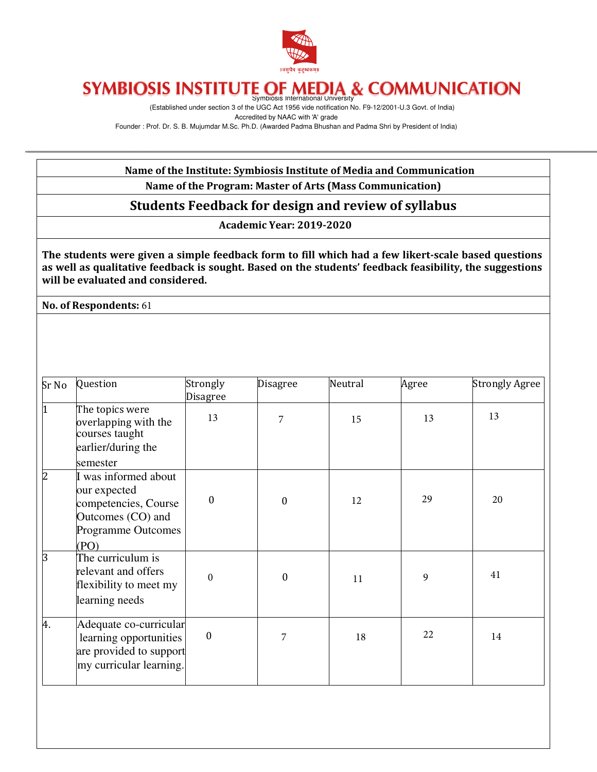# SYMBIOSIS INSTITUTE OF MEDIA & COMMUNICATION

Symbiosis International University

(Established under section 3 of the UGC Act 1956 vide notification No. F9-12/2001-U.3 Govt. of India)

Accredited by NAAC with 'A' grade

Founder : Prof. Dr. S. B. Mujumdar M.Sc. Ph.D. (Awarded Padma Bhushan and Padma Shri by President of India)

**Name of the Institute: Symbiosis Institute of Media and Communication**

**Name of the Program: Master of Arts (Mass Communication)**

## Students Feedback for design and review of syllabus

**Academic Year: 2019-2020**

**The students were given a simple feedback form to fill which had a few likert-scale based questions as well as qualitative feedback is sought. Based on the students' feedback feasibility, the suggestions will be evaluated and considered.**

**No. of Respondents:** 61

| Sr No | Question | Strongly Disagree | Disagree | Neutral | Agree | Strongly Agree |
|---|---|---|---|---|---|---|
| 1 | The topics were overlapping with the courses taught earlier/during the semester | 13 | 7 | 15 | 13 | 13 |
| 2 | I was informed about our expected competencies, Course Outcomes (CO) and Programme Outcomes (PO) | 0 | 0 | 12 | 29 | 20 |
| 3 | The curriculum is relevant and offers flexibility to meet my learning needs | 0 | 0 | 11 | 9 | 41 |
| 4. | Adequate co-curricular learning opportunities are provided to support my curricular learning. | 0 | 7 | 18 | 22 | 14 |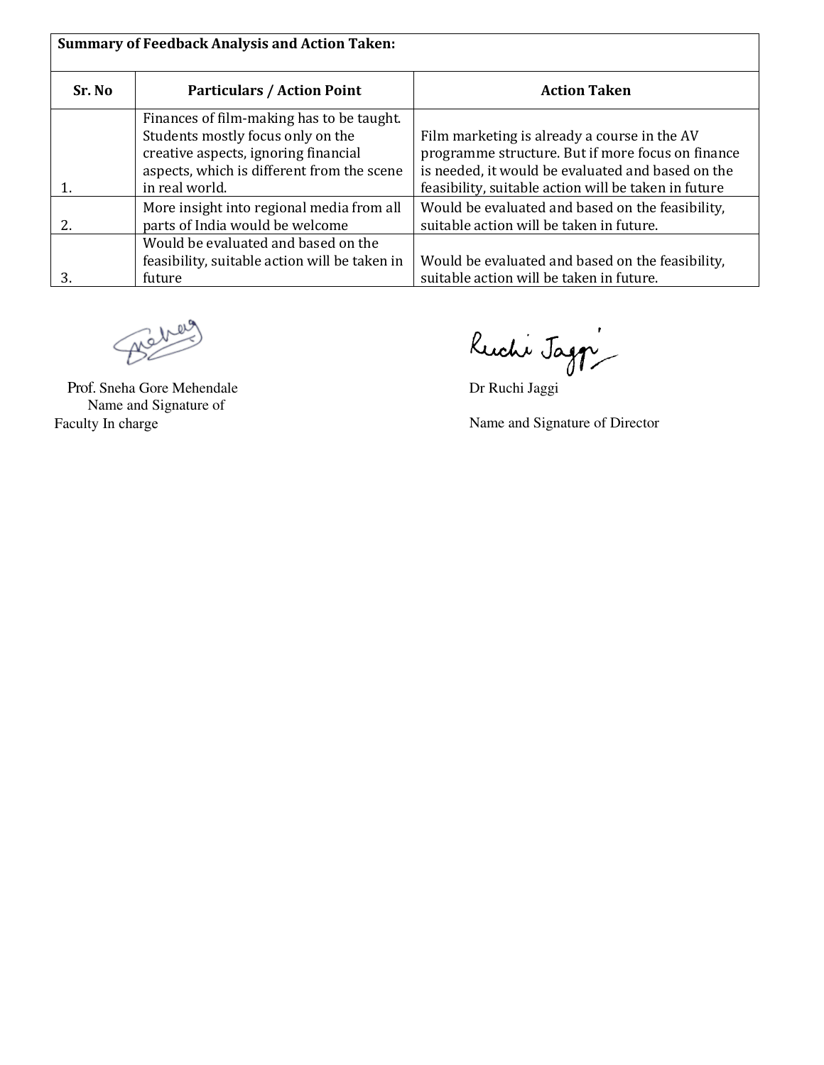| **Summary of Feedback Analysis and Action Taken:** | | |
|---|---|---|
| **Sr. No** | **Particulars / Action Point** | **Action Taken** |
| 1. | Finances of film-making has to be taught. Students mostly focus only on the creative aspects, ignoring financial aspects, which is different from the scene in real world. | Film marketing is already a course in the AV programme structure. But if more focus on finance is needed, it would be evaluated and based on the feasibility, suitable action will be taken in future |
| 2. | More insight into regional media from all parts of India would be welcome | Would be evaluated and based on the feasibility, suitable action will be taken in future. |
| 3. | Would be evaluated and based on the feasibility, suitable action will be taken in future | Would be evaluated and based on the feasibility, suitable action will be taken in future. |

Prof. Sneha Gore Mehendale
Name and Signature of
Faculty In charge

Dr Ruchi Jaggi

Name and Signature of Director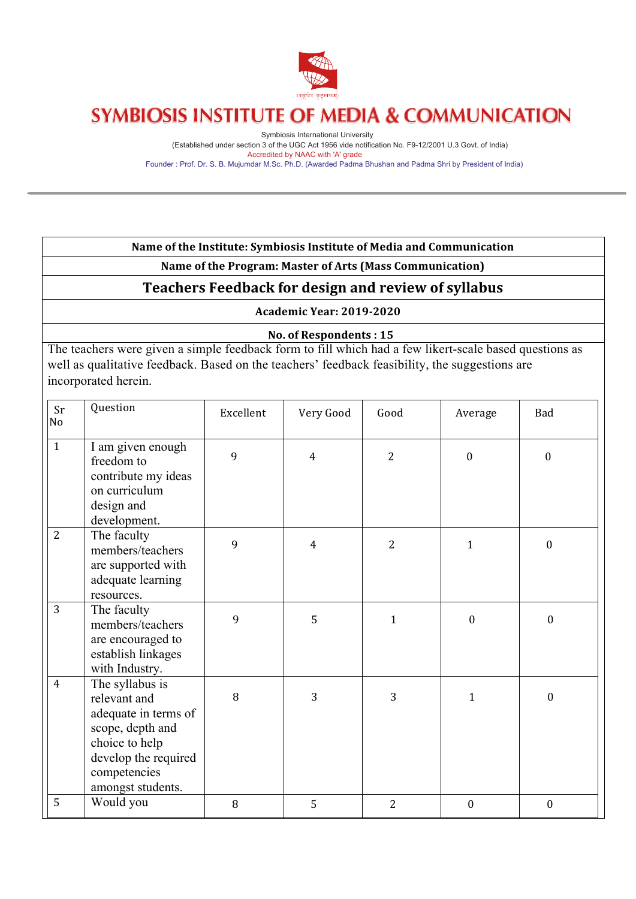# SYMBIOSIS INSTITUTE OF MEDIA & COMMUNICATION

Symbiosis International University
(Established under section 3 of the UGC Act 1956 vide notification No. F9-12/2001 U.3 Govt. of India)
Accredited by NAAC with 'A' grade
Founder : Prof. Dr. S. B. Mujumdar M.Sc. Ph.D. (Awarded Padma Bhushan and Padma Shri by President of India)

---

**Name of the Institute: Symbiosis Institute of Media and Communication**

**Name of the Program: Master of Arts (Mass Communication)**

## Teachers Feedback for design and review of syllabus

**Academic Year: 2019-2020**

**No. of Respondents : 15**

The teachers were given a simple feedback form to fill which had a few likert-scale based questions as well as qualitative feedback. Based on the teachers' feedback feasibility, the suggestions are incorporated herein.

| Sr No | Question | Excellent | Very Good | Good | Average | Bad |
|---|---|---|---|---|---|---|
| 1 | I am given enough freedom to contribute my ideas on curriculum design and development. | 9 | 4 | 2 | 0 | 0 |
| 2 | The faculty members/teachers are supported with adequate learning resources. | 9 | 4 | 2 | 1 | 0 |
| 3 | The faculty members/teachers are encouraged to establish linkages with Industry. | 9 | 5 | 1 | 0 | 0 |
| 4 | The syllabus is relevant and adequate in terms of scope, depth and choice to help develop the required competencies amongst students. | 8 | 3 | 3 | 1 | 0 |
| 5 | Would you | 8 | 5 | 2 | 0 | 0 |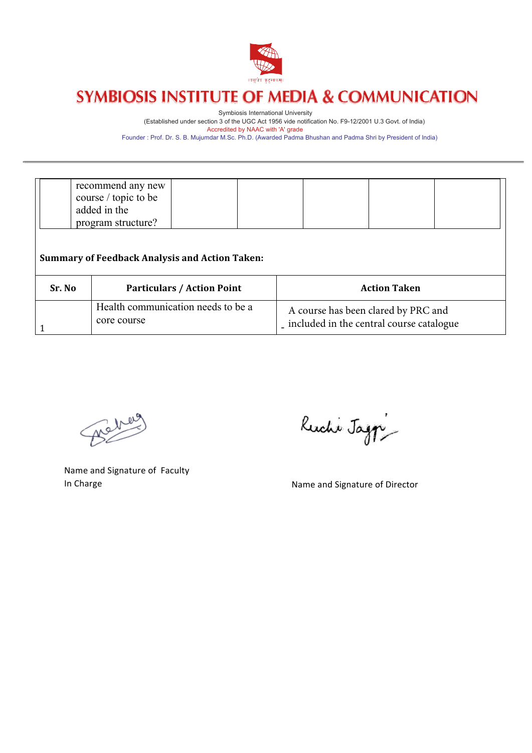# SYMBIOSIS INSTITUTE OF MEDIA & COMMUNICATION

Symbiosis International University
(Established under section 3 of the UGC Act 1956 vide notification No. F9-12/2001 U.3 Govt. of India)
Accredited by NAAC with 'A' grade
Founder : Prof. Dr. S. B. Mujumdar M.Sc. Ph.D. (Awarded Padma Bhushan and Padma Shri by President of India)

| | | | | | | |
|---|---|---|---|---|---|---|
| | recommend any new course / topic to be added in the program structure? | | | | | |

**Summary of Feedback Analysis and Action Taken:**

| Sr. No | Particulars / Action Point | Action Taken |
|---|---|---|
| 1 | Health communication needs to be a core course | A course has been clared by PRC and included in the central course catalogue |

Name and Signature of Faculty In Charge

Ruchi Jaggi

Name and Signature of Director